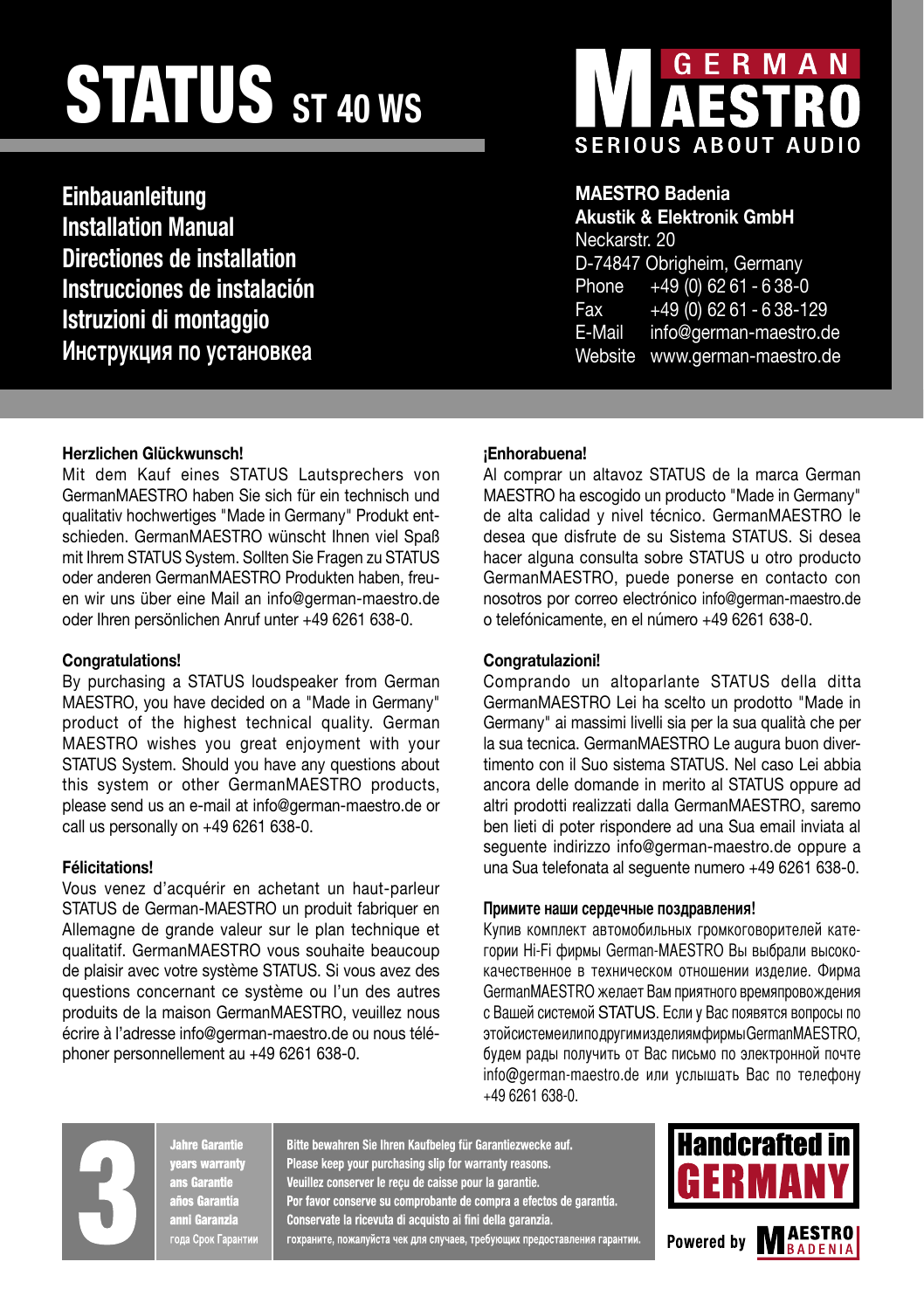# STATUS ST 40 WS

## Einbauanleitung
## Installation Manual
## Directiones de installation
## Instrucciones de instalación
## Istruzioni di montaggio
## Инструкция по установкеа

GERMAN MAESTRO
SERIOUS ABOUT AUDIO

**MAESTRO Badenia**
**Akustik & Elektronik GmbH**
Neckarstr. 20
D-74847 Obrigheim, Germany
Phone +49 (0) 62 61 - 6 38-0
Fax +49 (0) 62 61 - 6 38-129
E-Mail info@german-maestro.de
Website www.german-maestro.de

**Herzlichen Glückwunsch!**
Mit dem Kauf eines STATUS Lautsprechers von GermanMAESTRO haben Sie sich für ein technisch und qualitativ hochwertiges "Made in Germany" Produkt entschieden. GermanMAESTRO wünscht Ihnen viel Spaß mit Ihrem STATUS System. Sollten Sie Fragen zu STATUS oder anderen GermanMAESTRO Produkten haben, freuen wir uns über eine Mail an info@german-maestro.de oder Ihren persönlichen Anruf unter +49 6261 638-0.

**Congratulations!**
By purchasing a STATUS loudspeaker from German MAESTRO, you have decided on a "Made in Germany" product of the highest technical quality. German MAESTRO wishes you great enjoyment with your STATUS System. Should you have any questions about this system or other GermanMAESTRO products, please send us an e-mail at info@german-maestro.de or call us personally on +49 6261 638-0.

**Félicitations!**
Vous venez d'acquérir en achetant un haut-parleur STATUS de German-MAESTRO un produit fabriquer en Allemagne de grande valeur sur le plan technique et qualitatif. GermanMAESTRO vous souhaite beaucoup de plaisir avec votre système STATUS. Si vous avez des questions concernant ce système ou l'un des autres produits de la maison GermanMAESTRO, veuillez nous écrire à l'adresse info@german-maestro.de ou nous téléphoner personnellement au +49 6261 638-0.

**¡Enhorabuena!**
Al comprar un altavoz STATUS de la marca German MAESTRO ha escogido un producto "Made in Germany" de alta calidad y nivel técnico. GermanMAESTRO le desea que disfrute de su Sistema STATUS. Si desea hacer alguna consulta sobre STATUS u otro producto GermanMAESTRO, puede ponerse en contacto con nosotros por correo electrónico info@german-maestro.de o telefónicamente, en el número +49 6261 638-0.

**Congratulazioni!**
Comprando un altoparlante STATUS della ditta GermanMAESTRO Lei ha scelto un prodotto "Made in Germany" ai massimi livelli sia per la sua qualità che per la sua tecnica. GermanMAESTRO Le augura buon divertimento con il Suo sistema STATUS. Nel caso Lei abbia ancora delle domande in merito al STATUS oppure ad altri prodotti realizzati dalla GermanMAESTRO, saremo ben lieti di poter rispondere ad una Sua email inviata al seguente indirizzo info@german-maestro.de oppure a una Sua telefonata al seguente numero +49 6261 638-0.

**Примите наши сердечные поздравления!**
Купив комплект автомобильных громкоговорителей категории Hi-Fi фирмы German-MAESTRO Вы выбрали высококачественное в техническом отношении изделие. Фирма GermanMAESTRO желает Вам приятного времяпровождения с Вашей системой STATUS. Если у Вас появятся вопросы по этойсистемеилиподругимизделиямфирмыGermanMAESTRO, будем рады получить от Вас письмо по электронной почте info@german-maestro.de или услышать Вас по телефону +49 6261 638-0.

**3**
Jahre Garantie
years warranty
ans Garantie
años Garantía
anni Garanzia
года Срок Гарантии

**Bitte bewahren Sie Ihren Kaufbeleg für Garantiezwecke auf.**
**Please keep your purchasing slip for warranty reasons.**
**Veuillez conserver le reçu de caisse pour la garantie.**
**Por favor conserve su comprobante de compra a efectos de garantía.**
**Conservate la ricevuta di acquisto ai fini della garanzia.**
**гохраните, пожалуйста чек для случаев, требующих предоставления гарантии.**

Handcrafted in GERMANY

Powered by MAESTRO BADENIA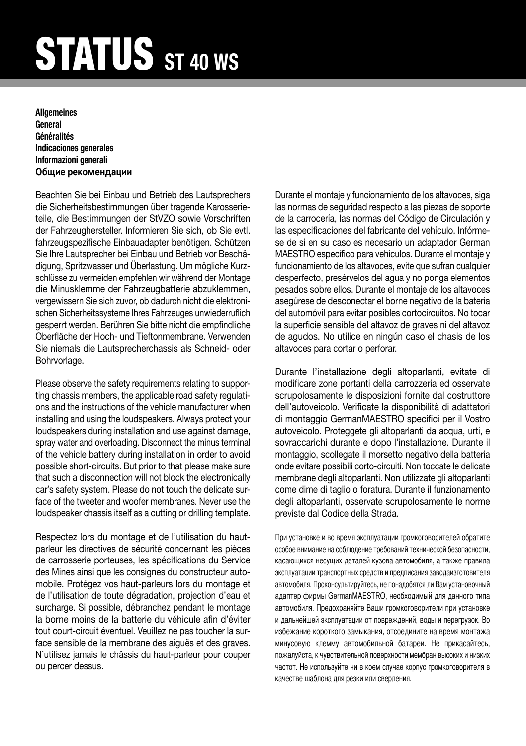# STATUS ST 40 WS

**Allgemeines**
**General**
**Généralités**
**Indicaciones generales**
**Informazioni generali**
**Общие рекомендации**

Beachten Sie bei Einbau und Betrieb des Lautsprechers die Sicherheitsbestimmungen über tragende Karosserieteile, die Bestimmungen der StVZO sowie Vorschriften der Fahrzeughersteller. Informieren Sie sich, ob Sie evtl. fahrzeugspezifische Einbauadapter benötigen. Schützen Sie Ihre Lautsprecher bei Einbau und Betrieb vor Beschädigung, Spritzwasser und Überlastung. Um mögliche Kurzschlüsse zu vermeiden empfehlen wir während der Montage die Minusklemme der Fahrzeugbatterie abzuklemmen, vergewissern Sie sich zuvor, ob dadurch nicht die elektronischen Sicherheitssysteme Ihres Fahrzeuges unwiederruflich gesperrt werden. Berühren Sie bitte nicht die empfindliche Oberfläche der Hoch- und Tieftonmembrane. Verwenden Sie niemals die Lautsprecherchassis als Schneid- oder Bohrvorlage.

Please observe the safety requirements relating to supporting chassis members, the applicable road safety regulations and the instructions of the vehicle manufacturer when installing and using the loudspeakers. Always protect your loudspeakers during installation and use against damage, spray water and overloading. Disconnect the minus terminal of the vehicle battery during installation in order to avoid possible short-circuits. But prior to that please make sure that such a disconnection will not block the electronically car's safety system. Please do not touch the delicate surface of the tweeter and woofer membranes. Never use the loudspeaker chassis itself as a cutting or drilling template.

Respectez lors du montage et de l'utilisation du hautparleur les directives de sécurité concernant les pièces de carrosserie porteuses, les spécifications du Service des Mines ainsi que les consignes du constructeur automobile. Protégez vos haut-parleurs lors du montage et de l'utilisation de toute dégradation, projection d'eau et surcharge. Si possible, débranchez pendant le montage la borne moins de la batterie du véhicule afin d'éviter tout court-circuit éventuel. Veuillez ne pas toucher la surface sensible de la membrane des aiguës et des graves. N'utilisez jamais le châssis du haut-parleur pour couper ou percer dessus.

Durante el montaje y funcionamiento de los altavoces, siga las normas de seguridad respecto a las piezas de soporte de la carrocería, las normas del Código de Circulación y las especificaciones del fabricante del vehículo. Infórmese de si en su caso es necesario un adaptador German MAESTRO específico para vehículos. Durante el montaje y funcionamiento de los altavoces, evite que sufran cualquier desperfecto, preservélos del agua y no ponga elementos pesados sobre ellos. Durante el montaje de los altavoces asegúrese de desconectar el borne negativo de la batería del automóvil para evitar posibles cortocircuitos. No tocar la superficie sensible del altavoz de graves ni del altavoz de agudos. No utilice en ningún caso el chasis de los altavoces para cortar o perforar.

Durante l'installazione degli altoparlanti, evitate di modificare zone portanti della carrozzeria ed osservate scrupolosamente le disposizioni fornite dal costruttore dell'autoveicolo. Verificate la disponibilità di adattatori di montaggio GermanMAESTRO specifici per il Vostro autoveicolo. Proteggete gli altoparlanti da acqua, urti, e sovraccarichi durante e dopo l'installazione. Durante il montaggio, scollegate il morsetto negativo della batteria onde evitare possibili corto-circuiti. Non toccate le delicate membrane degli altoparlanti. Non utilizzate gli altoparlanti come dime di taglio o foratura. Durante il funzionamento degli altoparlanti, osservate scrupolosamente le norme previste dal Codice della Strada.

При установке и во время эксплуатации громкоговорителей обратите особое внимание на соблюдение требований технической безопасности, касающихся несущих деталей кузова автомобиля, а также правила эксплуатации транспортных средств и предписания заводаизготовителя автомобиля. Проконсультируйтесь, не понадобятся ли Вам установочный адаптер фирмы GermanMAESTRO, необходимый для данного типа автомобиля. Предохраняйте Ваши громкоговорители при установке и дальнейшей эксплуатации от повреждений, воды и перегрузок. Во избежание короткого замыкания, отсоедините на время монтажа минусовую клемму автомобильной батареи. Не прикасайтесь, пожалуйста, к чувствительной поверхности мембран высоких и низких частот. Не используйте ни в коем случае корпус громкоговорителя в качестве шаблона для резки или сверления.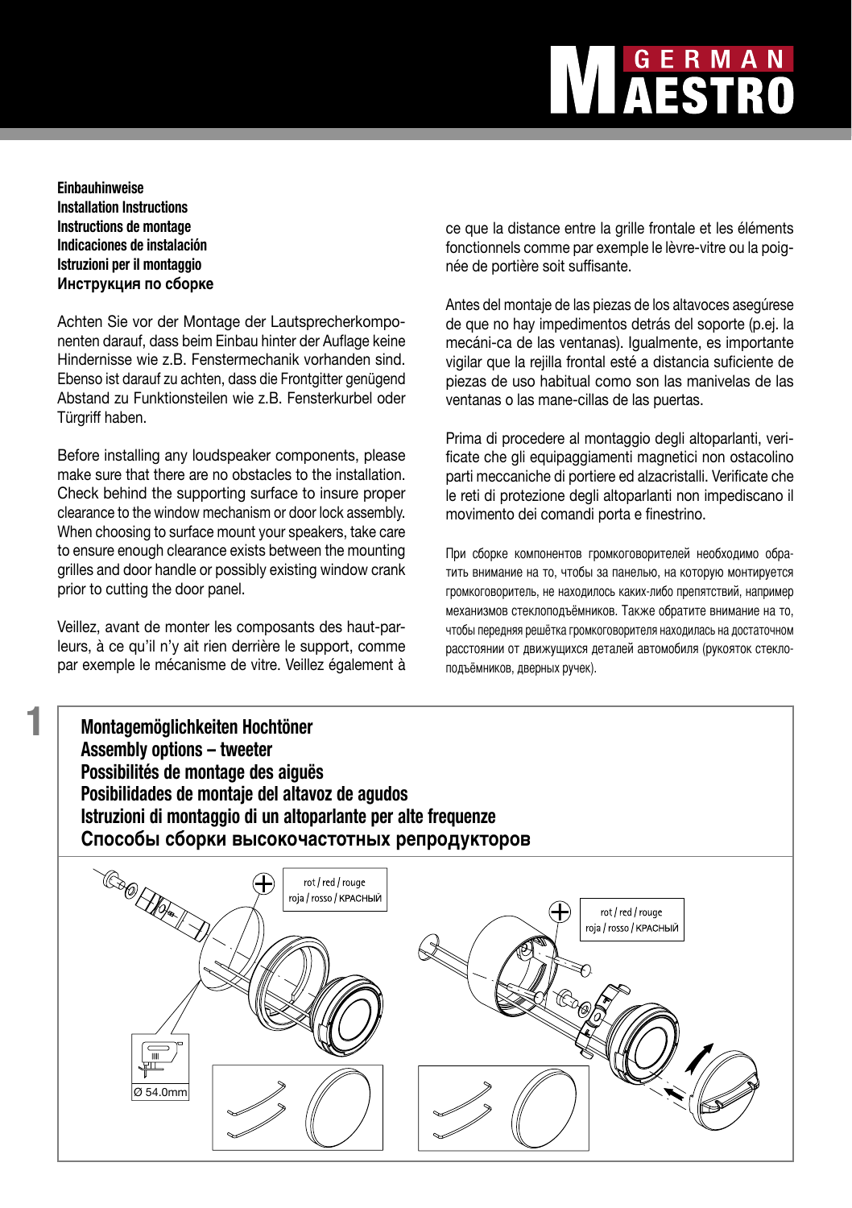**Einbauhinweise**
**Installation Instructions**
**Instructions de montage**
**Indicaciones de instalación**
**Istruzioni per il montaggio**
**Инструкция по сборке**

Achten Sie vor der Montage der Lautsprecherkomponenten darauf, dass beim Einbau hinter der Auflage keine Hindernisse wie z.B. Fenstermechanik vorhanden sind. Ebenso ist darauf zu achten, dass die Frontgitter genügend Abstand zu Funktionsteilen wie z.B. Fensterkurbel oder Türgriff haben.

Before installing any loudspeaker components, please make sure that there are no obstacles to the installation. Check behind the supporting surface to insure proper clearance to the window mechanism or door lock assembly. When choosing to surface mount your speakers, take care to ensure enough clearance exists between the mounting grilles and door handle or possibly existing window crank prior to cutting the door panel.

Veillez, avant de monter les composants des haut-parleurs, à ce qu'il n'y ait rien derrière le support, comme par exemple le mécanisme de vitre. Veillez également à ce que la distance entre la grille frontale et les éléments fonctionnels comme par exemple le lèvre-vitre ou la poignée de portière soit suffisante.

Antes del montaje de las piezas de los altavoces asegúrese de que no hay impedimentos detrás del soporte (p.ej. la mecáni-ca de las ventanas). Igualmente, es importante vigilar que la rejilla frontal esté a distancia suficiente de piezas de uso habitual como son las manivelas de las ventanas o las mane-cillas de las puertas.

Prima di procedere al montaggio degli altoparlanti, verificate che gli equipaggiamenti magnetici non ostacolino parti meccaniche di portiere ed alzacristalli. Verificate che le reti di protezione degli altoparlanti non impediscano il movimento dei comandi porta e finestrino.

При сборке компонентов громкоговорителей необходимо обратить внимание на то, чтобы за панелью, на которую монтируется громкоговоритель, не находилось каких-либо препятствий, например механизмов стеклоподъёмников. Также обратите внимание на то, чтобы передняя решётка громкоговорителя находилась на достаточном расстоянии от движущихся деталей автомобиля (рукояток стеклоподъёмников, дверных ручек).

## 1

**Montagemöglichkeiten Hochtöner**
**Assembly options – tweeter**
**Possibilités de montage des aiguës**
**Posibilidades de montaje del altavoz de agudos**
**Istruzioni di montaggio di un altoparlante per alte frequenze**
**Способы сборки высокочастотных репродукторов**

rot / red / rouge / roja / rosso / КРАСНЫЙ

Ø 54.0mm

rot / red / rouge / roja / rosso / КРАСНЫЙ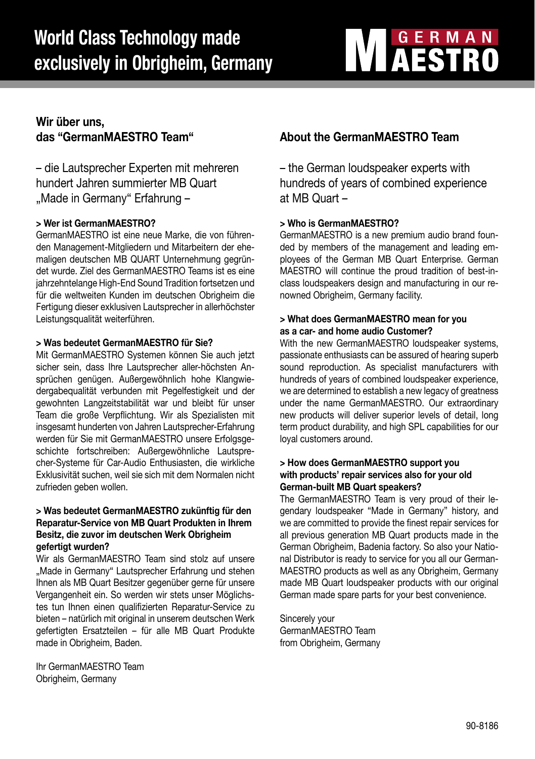# World Class Technology made exclusively in Obrigheim, Germany

GERMAN MAESTRO

## Wir über uns, das "GermanMAESTRO Team"

– die Lautsprecher Experten mit mehreren hundert Jahren summierter MB Quart „Made in Germany" Erfahrung –

**> Wer ist GermanMAESTRO?**

GermanMAESTRO ist eine neue Marke, die von führenden Management-Mitgliedern und Mitarbeitern der ehemaligen deutschen MB QUART Unternehmung gegründet wurde. Ziel des GermanMAESTRO Teams ist es eine jahrzehntelange High-End Sound Tradition fortsetzen und für die weltweiten Kunden im deutschen Obrigheim die Fertigung dieser exklusiven Lautsprecher in allerhöchster Leistungsqualität weiterführen.

**> Was bedeutet GermanMAESTRO für Sie?**

Mit GermanMAESTRO Systemen können Sie auch jetzt sicher sein, dass Ihre Lautsprecher aller-höchsten Ansprüchen genügen. Außergewöhnlich hohe Klangwiedergabequalität verbunden mit Pegelfestigkeit und der gewohnten Langzeitstabilität war und bleibt für unser Team die große Verpflichtung. Wir als Spezialisten mit insgesamt hunderten von Jahren Lautsprecher-Erfahrung werden für Sie mit GermanMAESTRO unsere Erfolgsgeschichte fortschreiben: Außergewöhnliche Lautsprecher-Systeme für Car-Audio Enthusiasten, die wirkliche Exklusivität suchen, weil sie sich mit dem Normalen nicht zufrieden geben wollen.

**> Was bedeutet GermanMAESTRO zukünftig für den Reparatur-Service von MB Quart Produkten in Ihrem Besitz, die zuvor im deutschen Werk Obrigheim gefertigt wurden?**

Wir als GermanMAESTRO Team sind stolz auf unsere „Made in Germany" Lautsprecher Erfahrung und stehen Ihnen als MB Quart Besitzer gegenüber gerne für unsere Vergangenheit ein. So werden wir stets unser Möglichstes tun Ihnen einen qualifizierten Reparatur-Service zu bieten – natürlich mit original in unserem deutschen Werk gefertigten Ersatzteilen – für alle MB Quart Produkte made in Obrigheim, Baden.

Ihr GermanMAESTRO Team
Obrigheim, Germany

## About the GermanMAESTRO Team

– the German loudspeaker experts with hundreds of years of combined experience at MB Quart –

**> Who is GermanMAESTRO?**

GermanMAESTRO is a new premium audio brand founded by members of the management and leading employees of the German MB Quart Enterprise. German MAESTRO will continue the proud tradition of best-in-class loudspeakers design and manufacturing in our renowned Obrigheim, Germany facility.

**> What does GermanMAESTRO mean for you as a car- and home audio Customer?**

With the new GermanMAESTRO loudspeaker systems, passionate enthusiasts can be assured of hearing superb sound reproduction. As specialist manufacturers with hundreds of years of combined loudspeaker experience, we are determined to establish a new legacy of greatness under the name GermanMAESTRO. Our extraordinary new products will deliver superior levels of detail, long term product durability, and high SPL capabilities for our loyal customers around.

**> How does GermanMAESTRO support you with products' repair services also for your old German-built MB Quart speakers?**

The GermanMAESTRO Team is very proud of their legendary loudspeaker "Made in Germany" history, and we are committed to provide the finest repair services for all previous generation MB Quart products made in the German Obrigheim, Badenia factory. So also your National Distributor is ready to service for you all our German-MAESTRO products as well as any Obrigheim, Germany made MB Quart loudspeaker products with our original German made spare parts for your best convenience.

Sincerely your
GermanMAESTRO Team
from Obrigheim, Germany

90-8186